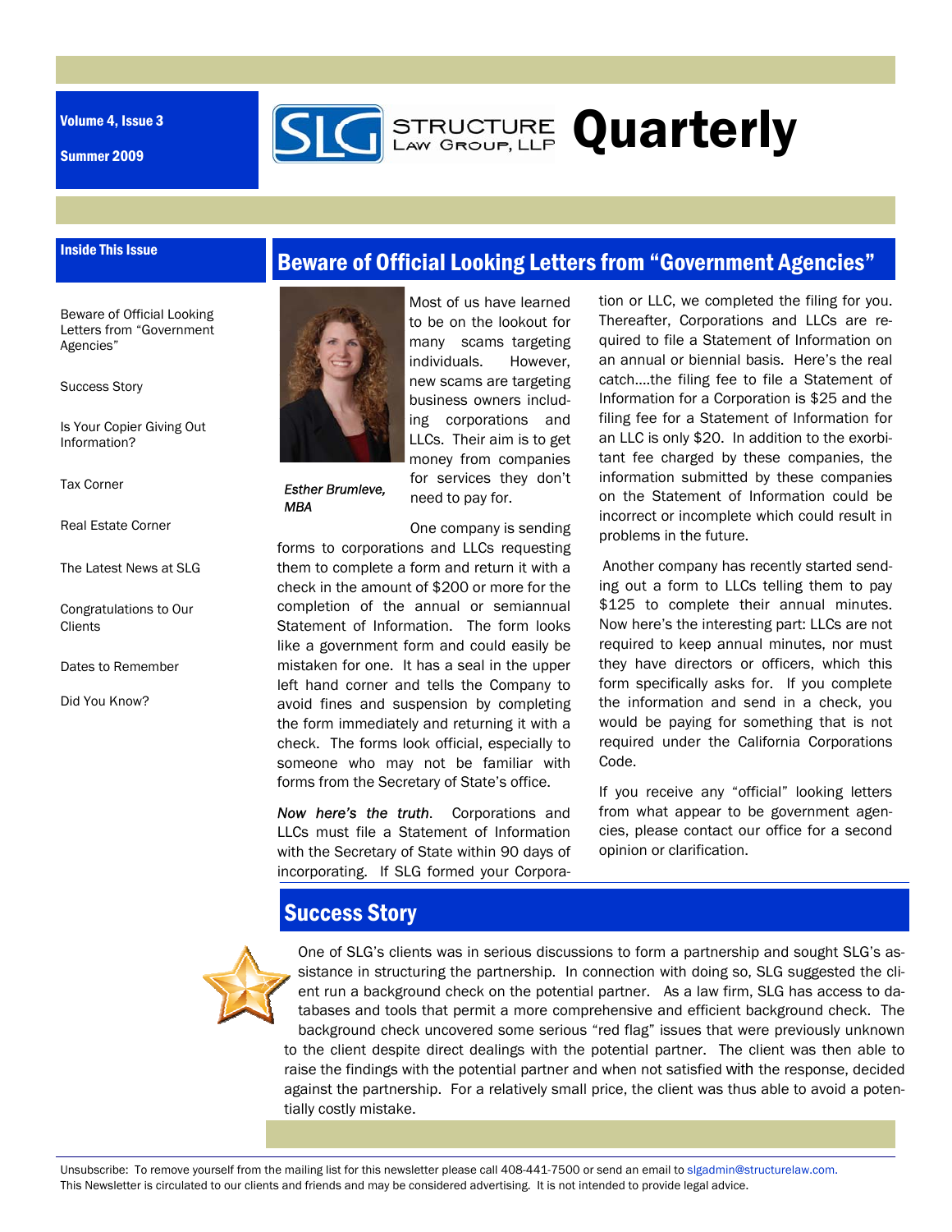Volume 4, Issue 3

Summer 2009

# STRUCTURE LAW GROUP, LLP Quarterly

### Inside This Issue

- Beware of Official Looking Letters from "Government Agencies"
- Success Story
- Is Your Copier Giving Out Information?
- Tax Corner
- Real Estate Corner
- The Latest News at SLG
- Congratulations to Our Clients
- Dates to Remember
- Did You Know?

## Beware of Official Looking Letters from "Government Agencies"

*Esther Brumleve, MBA*

Most of us have learned to be on the lookout for many scams targeting individuals. However, new scams are targeting business owners including corporations and LLCs. Their aim is to get money from companies for services they don't need to pay for.

One company is sending forms to corporations and LLCs requesting them to complete a form and return it with a check in the amount of $200 or more for the completion of the annual or semiannual Statement of Information. The form looks like a government form and could easily be mistaken for one. It has a seal in the upper left hand corner and tells the Company to avoid fines and suspension by completing the form immediately and returning it with a check. The forms look official, especially to someone who may not be familiar with forms from the Secretary of State's office.

*Now here's the truth*. Corporations and LLCs must file a Statement of Information with the Secretary of State within 90 days of incorporating. If SLG formed your Corporation or LLC, we completed the filing for you. Thereafter, Corporations and LLCs are required to file a Statement of Information on an annual or biennial basis. Here's the real catch....the filing fee to file a Statement of Information for a Corporation is $25 and the filing fee for a Statement of Information for an LLC is only $20. In addition to the exorbitant fee charged by these companies, the information submitted by these companies on the Statement of Information could be incorrect or incomplete which could result in problems in the future.

Another company has recently started sending out a form to LLCs telling them to pay $125 to complete their annual minutes. Now here's the interesting part: LLCs are not required to keep annual minutes, nor must they have directors or officers, which this form specifically asks for. If you complete the information and send in a check, you would be paying for something that is not required under the California Corporations Code.

If you receive any "official" looking letters from what appear to be government agencies, please contact our office for a second opinion or clarification.

## Success Story

One of SLG's clients was in serious discussions to form a partnership and sought SLG's assistance in structuring the partnership. In connection with doing so, SLG suggested the client run a background check on the potential partner. As a law firm, SLG has access to databases and tools that permit a more comprehensive and efficient background check. The background check uncovered some serious "red flag" issues that were previously unknown to the client despite direct dealings with the potential partner. The client was then able to raise the findings with the potential partner and when not satisfied with the response, decided against the partnership. For a relatively small price, the client was thus able to avoid a potentially costly mistake.

Unsubscribe: To remove yourself from the mailing list for this newsletter please call 408-441-7500 or send an email to slgadmin@structurelaw.com.
This Newsletter is circulated to our clients and friends and may be considered advertising. It is not intended to provide legal advice.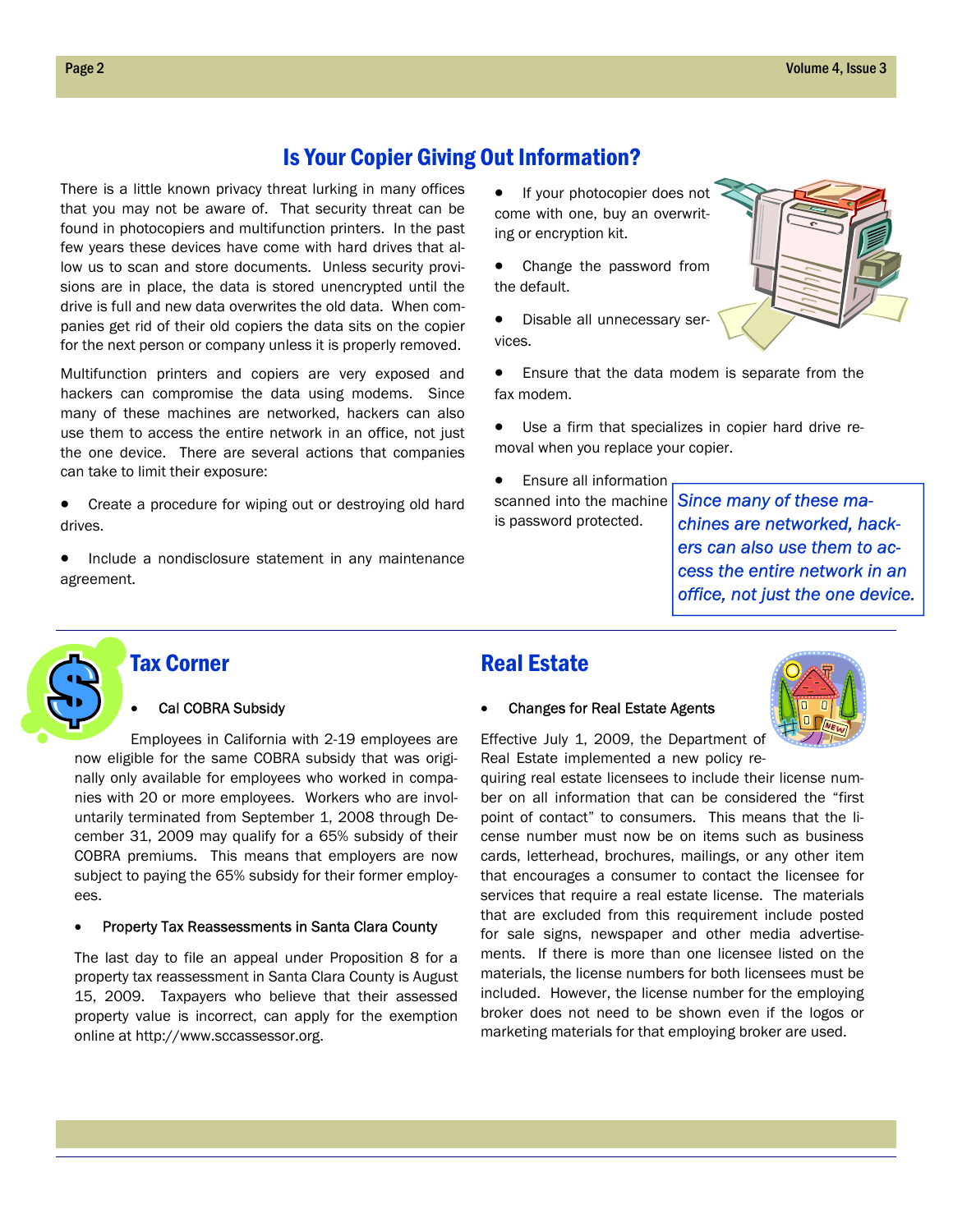## Is Your Copier Giving Out Information?

There is a little known privacy threat lurking in many offices that you may not be aware of. That security threat can be found in photocopiers and multifunction printers. In the past few years these devices have come with hard drives that allow us to scan and store documents. Unless security provisions are in place, the data is stored unencrypted until the drive is full and new data overwrites the old data. When companies get rid of their old copiers the data sits on the copier for the next person or company unless it is properly removed.

Multifunction printers and copiers are very exposed and hackers can compromise the data using modems. Since many of these machines are networked, hackers can also use them to access the entire network in an office, not just the one device. There are several actions that companies can take to limit their exposure:

- Create a procedure for wiping out or destroying old hard drives.
- Include a nondisclosure statement in any maintenance agreement.
- If your photocopier does not come with one, buy an overwriting or encryption kit.
- Change the password from the default.
- Disable all unnecessary services.
- Ensure that the data modem is separate from the fax modem.
- Use a firm that specializes in copier hard drive removal when you replace your copier.
- Ensure all information scanned into the machine is password protected.

*Since many of these machines are networked, hackers can also use them to access the entire network in an office, not just the one device.*

## Tax Corner

- Cal COBRA Subsidy

Employees in California with 2-19 employees are now eligible for the same COBRA subsidy that was originally only available for employees who worked in companies with 20 or more employees. Workers who are involuntarily terminated from September 1, 2008 through December 31, 2009 may qualify for a 65% subsidy of their COBRA premiums. This means that employers are now subject to paying the 65% subsidy for their former employees.

- Property Tax Reassessments in Santa Clara County

The last day to file an appeal under Proposition 8 for a property tax reassessment in Santa Clara County is August 15, 2009. Taxpayers who believe that their assessed property value is incorrect, can apply for the exemption online at http://www.sccassessor.org.

## Real Estate

- Changes for Real Estate Agents

Effective July 1, 2009, the Department of Real Estate implemented a new policy requiring real estate licensees to include their license number on all information that can be considered the "first point of contact" to consumers. This means that the license number must now be on items such as business cards, letterhead, brochures, mailings, or any other item that encourages a consumer to contact the licensee for services that require a real estate license. The materials that are excluded from this requirement include posted for sale signs, newspaper and other media advertisements. If there is more than one licensee listed on the materials, the license numbers for both licensees must be included. However, the license number for the employing broker does not need to be shown even if the logos or marketing materials for that employing broker are used.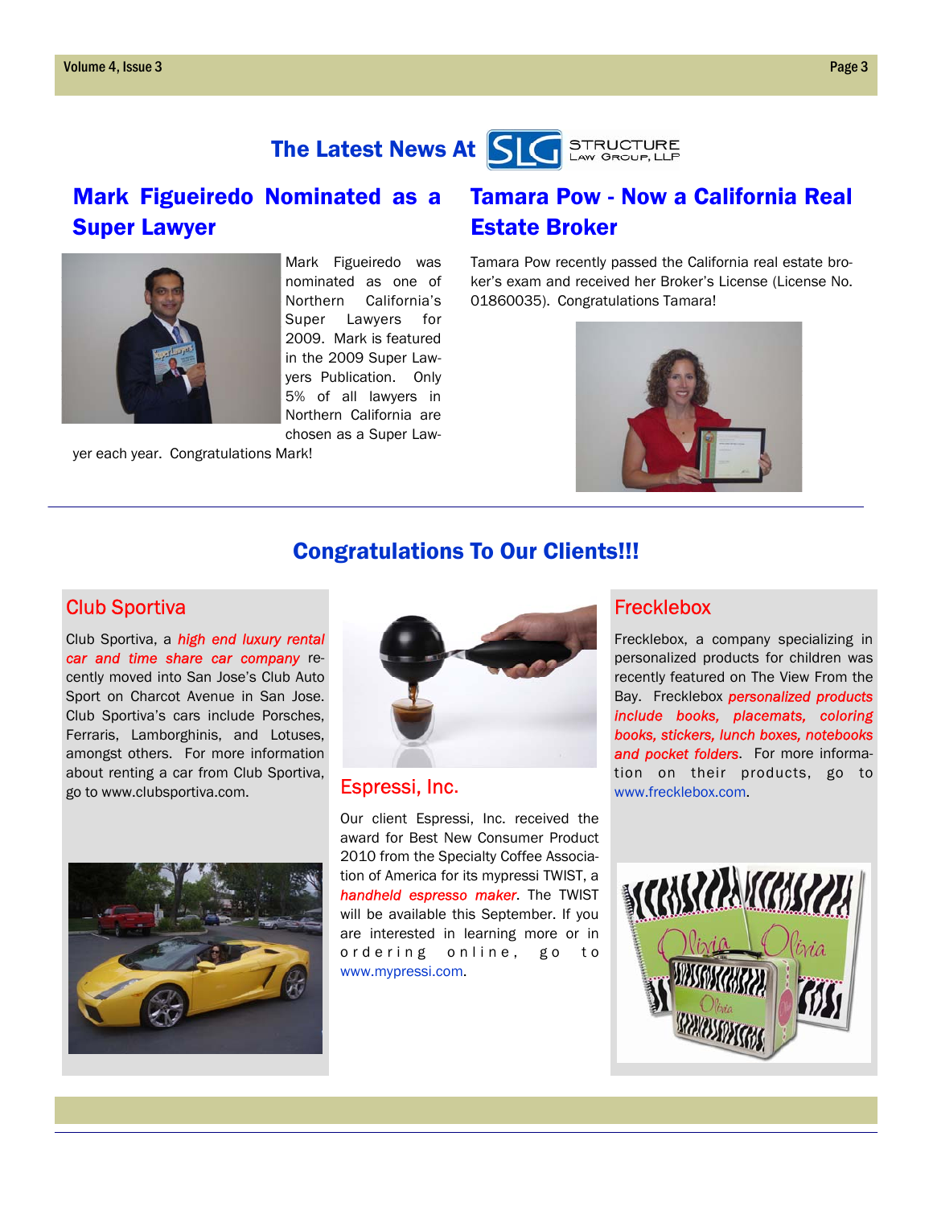# The Latest News At SLG Structure Law Group, LLP

## Mark Figueiredo Nominated as a Super Lawyer

Mark Figueiredo was nominated as one of Northern California's Super Lawyers for 2009. Mark is featured in the 2009 Super Lawyers Publication. Only 5% of all lawyers in Northern California are chosen as a Super Lawyer each year. Congratulations Mark!

## Tamara Pow - Now a California Real Estate Broker

Tamara Pow recently passed the California real estate broker's exam and received her Broker's License (License No. 01860035). Congratulations Tamara!

## Congratulations To Our Clients!!!

### Club Sportiva

Club Sportiva, a ***high end luxury rental car and time share car company*** recently moved into San Jose's Club Auto Sport on Charcot Avenue in San Jose. Club Sportiva's cars include Porsches, Ferraris, Lamborghinis, and Lotuses, amongst others. For more information about renting a car from Club Sportiva, go to www.clubsportiva.com.

### Espressi, Inc.

Our client Espressi, Inc. received the award for Best New Consumer Product 2010 from the Specialty Coffee Association of America for its mypressi TWIST, a ***handheld espresso maker***. The TWIST will be available this September. If you are interested in learning more or in ordering online, go to www.mypressi.com.

### Frecklebox

Frecklebox, a company specializing in personalized products for children was recently featured on The View From the Bay. Frecklebox ***personalized products include books, placemats, coloring books, stickers, lunch boxes, notebooks and pocket folders***. For more information on their products, go to www.frecklebox.com.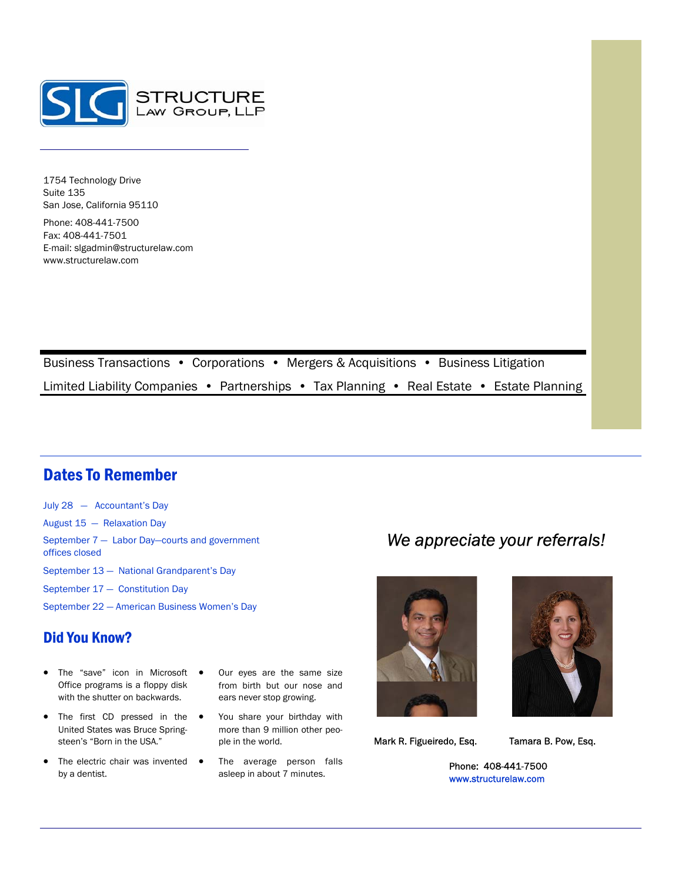STRUCTURE
LAW GROUP, LLP

1754 Technology Drive
Suite 135
San Jose, California 95110

Phone: 408-441-7500
Fax: 408-441-7501
E-mail: slgadmin@structurelaw.com
www.structurelaw.com

Business Transactions • Corporations • Mergers & Acquisitions • Business Litigation

Limited Liability Companies • Partnerships • Tax Planning • Real Estate • Estate Planning

## Dates To Remember

July 28 — Accountant's Day

August 15 — Relaxation Day

September 7 — Labor Day—courts and government offices closed

September 13 — National Grandparent's Day

September 17 — Constitution Day

September 22 — American Business Women's Day

## Did You Know?

- The "save" icon in Microsoft Office programs is a floppy disk with the shutter on backwards.
- The first CD pressed in the United States was Bruce Springsteen's "Born in the USA."
- The electric chair was invented by a dentist.
- Our eyes are the same size from birth but our nose and ears never stop growing.
- You share your birthday with more than 9 million other people in the world.
- The average person falls asleep in about 7 minutes.

*We appreciate your referrals!*

Mark R. Figueiredo, Esq.

Tamara B. Pow, Esq.

Phone: 408-441-7500
www.structurelaw.com